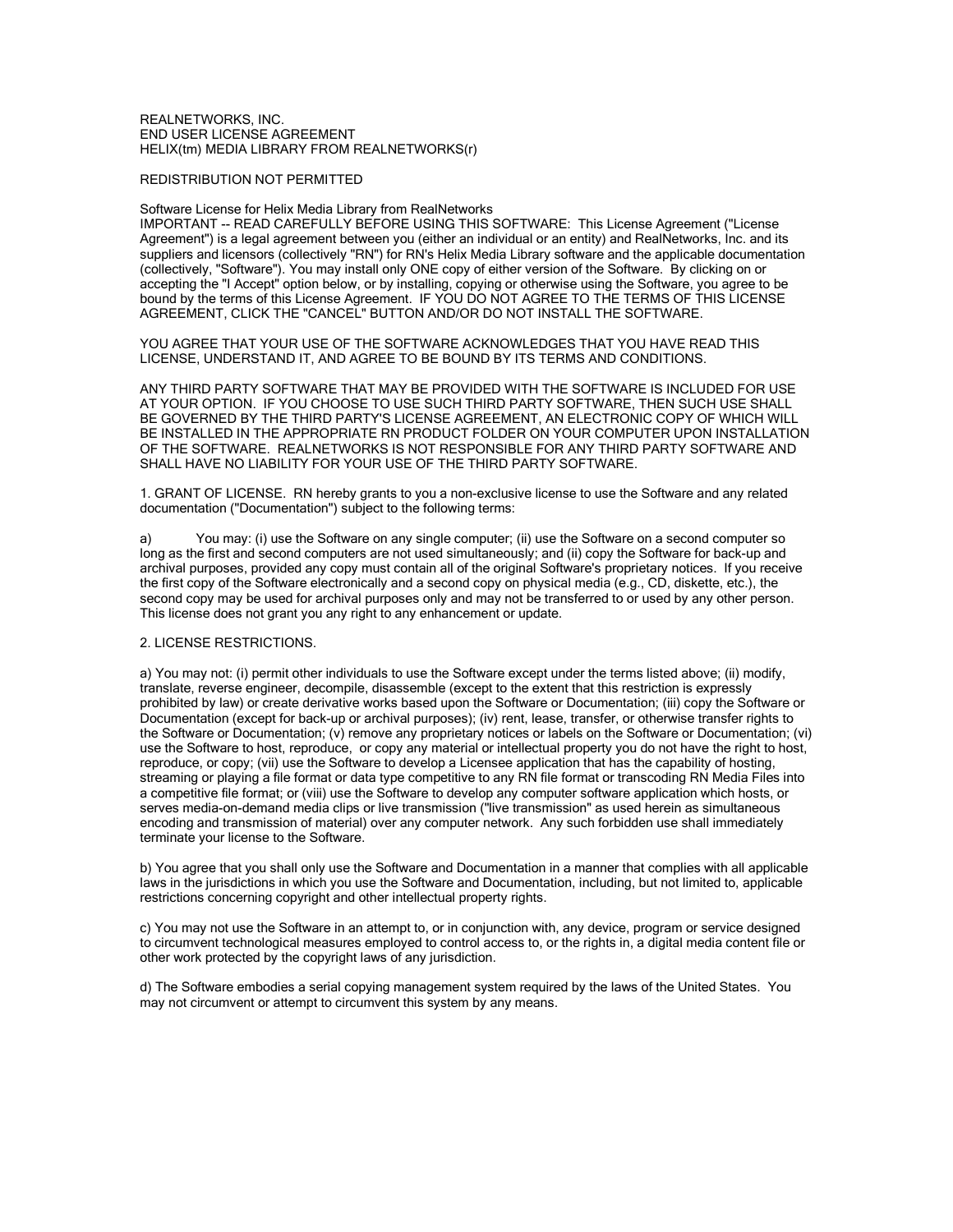REALNETWORKS, INC.
END USER LICENSE AGREEMENT
HELIX(tm) MEDIA LIBRARY FROM REALNETWORKS(r)

REDISTRIBUTION NOT PERMITTED

Software License for Helix Media Library from RealNetworks
IMPORTANT -- READ CAREFULLY BEFORE USING THIS SOFTWARE: This License Agreement ("License Agreement") is a legal agreement between you (either an individual or an entity) and RealNetworks, Inc. and its suppliers and licensors (collectively "RN") for RN's Helix Media Library software and the applicable documentation (collectively, "Software"). You may install only ONE copy of either version of the Software. By clicking on or accepting the "I Accept" option below, or by installing, copying or otherwise using the Software, you agree to be bound by the terms of this License Agreement. IF YOU DO NOT AGREE TO THE TERMS OF THIS LICENSE AGREEMENT, CLICK THE "CANCEL" BUTTON AND/OR DO NOT INSTALL THE SOFTWARE.

YOU AGREE THAT YOUR USE OF THE SOFTWARE ACKNOWLEDGES THAT YOU HAVE READ THIS LICENSE, UNDERSTAND IT, AND AGREE TO BE BOUND BY ITS TERMS AND CONDITIONS.

ANY THIRD PARTY SOFTWARE THAT MAY BE PROVIDED WITH THE SOFTWARE IS INCLUDED FOR USE AT YOUR OPTION. IF YOU CHOOSE TO USE SUCH THIRD PARTY SOFTWARE, THEN SUCH USE SHALL BE GOVERNED BY THE THIRD PARTY'S LICENSE AGREEMENT, AN ELECTRONIC COPY OF WHICH WILL BE INSTALLED IN THE APPROPRIATE RN PRODUCT FOLDER ON YOUR COMPUTER UPON INSTALLATION OF THE SOFTWARE. REALNETWORKS IS NOT RESPONSIBLE FOR ANY THIRD PARTY SOFTWARE AND SHALL HAVE NO LIABILITY FOR YOUR USE OF THE THIRD PARTY SOFTWARE.

1. GRANT OF LICENSE. RN hereby grants to you a non-exclusive license to use the Software and any related documentation ("Documentation") subject to the following terms:

a) You may: (i) use the Software on any single computer; (ii) use the Software on a second computer so long as the first and second computers are not used simultaneously; and (ii) copy the Software for back-up and archival purposes, provided any copy must contain all of the original Software's proprietary notices. If you receive the first copy of the Software electronically and a second copy on physical media (e.g., CD, diskette, etc.), the second copy may be used for archival purposes only and may not be transferred to or used by any other person. This license does not grant you any right to any enhancement or update.

2. LICENSE RESTRICTIONS.

a) You may not: (i) permit other individuals to use the Software except under the terms listed above; (ii) modify, translate, reverse engineer, decompile, disassemble (except to the extent that this restriction is expressly prohibited by law) or create derivative works based upon the Software or Documentation; (iii) copy the Software or Documentation (except for back-up or archival purposes); (iv) rent, lease, transfer, or otherwise transfer rights to the Software or Documentation; (v) remove any proprietary notices or labels on the Software or Documentation; (vi) use the Software to host, reproduce, or copy any material or intellectual property you do not have the right to host, reproduce, or copy; (vii) use the Software to develop a Licensee application that has the capability of hosting, streaming or playing a file format or data type competitive to any RN file format or transcoding RN Media Files into a competitive file format; or (viii) use the Software to develop any computer software application which hosts, or serves media-on-demand media clips or live transmission ("live transmission" as used herein as simultaneous encoding and transmission of material) over any computer network. Any such forbidden use shall immediately terminate your license to the Software.

b) You agree that you shall only use the Software and Documentation in a manner that complies with all applicable laws in the jurisdictions in which you use the Software and Documentation, including, but not limited to, applicable restrictions concerning copyright and other intellectual property rights.

c) You may not use the Software in an attempt to, or in conjunction with, any device, program or service designed to circumvent technological measures employed to control access to, or the rights in, a digital media content file or other work protected by the copyright laws of any jurisdiction.

d) The Software embodies a serial copying management system required by the laws of the United States. You may not circumvent or attempt to circumvent this system by any means.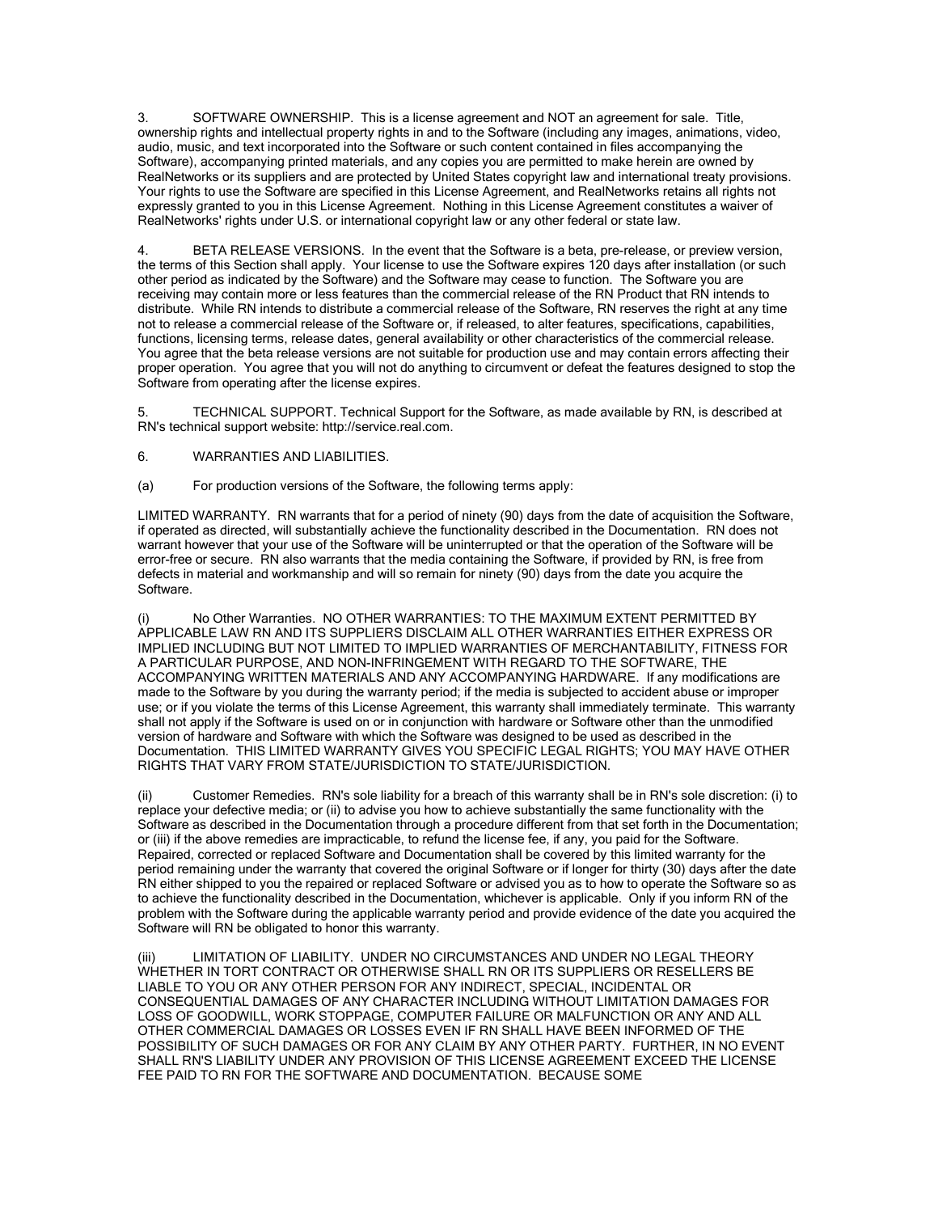3. SOFTWARE OWNERSHIP. This is a license agreement and NOT an agreement for sale. Title, ownership rights and intellectual property rights in and to the Software (including any images, animations, video, audio, music, and text incorporated into the Software or such content contained in files accompanying the Software), accompanying printed materials, and any copies you are permitted to make herein are owned by RealNetworks or its suppliers and are protected by United States copyright law and international treaty provisions. Your rights to use the Software are specified in this License Agreement, and RealNetworks retains all rights not expressly granted to you in this License Agreement. Nothing in this License Agreement constitutes a waiver of RealNetworks' rights under U.S. or international copyright law or any other federal or state law.

4. BETA RELEASE VERSIONS. In the event that the Software is a beta, pre-release, or preview version, the terms of this Section shall apply. Your license to use the Software expires 120 days after installation (or such other period as indicated by the Software) and the Software may cease to function. The Software you are receiving may contain more or less features than the commercial release of the RN Product that RN intends to distribute. While RN intends to distribute a commercial release of the Software, RN reserves the right at any time not to release a commercial release of the Software or, if released, to alter features, specifications, capabilities, functions, licensing terms, release dates, general availability or other characteristics of the commercial release. You agree that the beta release versions are not suitable for production use and may contain errors affecting their proper operation. You agree that you will not do anything to circumvent or defeat the features designed to stop the Software from operating after the license expires.

5. TECHNICAL SUPPORT. Technical Support for the Software, as made available by RN, is described at RN's technical support website: http://service.real.com.

6. WARRANTIES AND LIABILITIES.

(a) For production versions of the Software, the following terms apply:

LIMITED WARRANTY. RN warrants that for a period of ninety (90) days from the date of acquisition the Software, if operated as directed, will substantially achieve the functionality described in the Documentation. RN does not warrant however that your use of the Software will be uninterrupted or that the operation of the Software will be error-free or secure. RN also warrants that the media containing the Software, if provided by RN, is free from defects in material and workmanship and will so remain for ninety (90) days from the date you acquire the Software.

(i) No Other Warranties. NO OTHER WARRANTIES: TO THE MAXIMUM EXTENT PERMITTED BY APPLICABLE LAW RN AND ITS SUPPLIERS DISCLAIM ALL OTHER WARRANTIES EITHER EXPRESS OR IMPLIED INCLUDING BUT NOT LIMITED TO IMPLIED WARRANTIES OF MERCHANTABILITY, FITNESS FOR A PARTICULAR PURPOSE, AND NON-INFRINGEMENT WITH REGARD TO THE SOFTWARE, THE ACCOMPANYING WRITTEN MATERIALS AND ANY ACCOMPANYING HARDWARE. If any modifications are made to the Software by you during the warranty period; if the media is subjected to accident abuse or improper use; or if you violate the terms of this License Agreement, this warranty shall immediately terminate. This warranty shall not apply if the Software is used on or in conjunction with hardware or Software other than the unmodified version of hardware and Software with which the Software was designed to be used as described in the Documentation. THIS LIMITED WARRANTY GIVES YOU SPECIFIC LEGAL RIGHTS; YOU MAY HAVE OTHER RIGHTS THAT VARY FROM STATE/JURISDICTION TO STATE/JURISDICTION.

(ii) Customer Remedies. RN's sole liability for a breach of this warranty shall be in RN's sole discretion: (i) to replace your defective media; or (ii) to advise you how to achieve substantially the same functionality with the Software as described in the Documentation through a procedure different from that set forth in the Documentation; or (iii) if the above remedies are impracticable, to refund the license fee, if any, you paid for the Software. Repaired, corrected or replaced Software and Documentation shall be covered by this limited warranty for the period remaining under the warranty that covered the original Software or if longer for thirty (30) days after the date RN either shipped to you the repaired or replaced Software or advised you as to how to operate the Software so as to achieve the functionality described in the Documentation, whichever is applicable. Only if you inform RN of the problem with the Software during the applicable warranty period and provide evidence of the date you acquired the Software will RN be obligated to honor this warranty.

(iii) LIMITATION OF LIABILITY. UNDER NO CIRCUMSTANCES AND UNDER NO LEGAL THEORY WHETHER IN TORT CONTRACT OR OTHERWISE SHALL RN OR ITS SUPPLIERS OR RESELLERS BE LIABLE TO YOU OR ANY OTHER PERSON FOR ANY INDIRECT, SPECIAL, INCIDENTAL OR CONSEQUENTIAL DAMAGES OF ANY CHARACTER INCLUDING WITHOUT LIMITATION DAMAGES FOR LOSS OF GOODWILL, WORK STOPPAGE, COMPUTER FAILURE OR MALFUNCTION OR ANY AND ALL OTHER COMMERCIAL DAMAGES OR LOSSES EVEN IF RN SHALL HAVE BEEN INFORMED OF THE POSSIBILITY OF SUCH DAMAGES OR FOR ANY CLAIM BY ANY OTHER PARTY. FURTHER, IN NO EVENT SHALL RN'S LIABILITY UNDER ANY PROVISION OF THIS LICENSE AGREEMENT EXCEED THE LICENSE FEE PAID TO RN FOR THE SOFTWARE AND DOCUMENTATION. BECAUSE SOME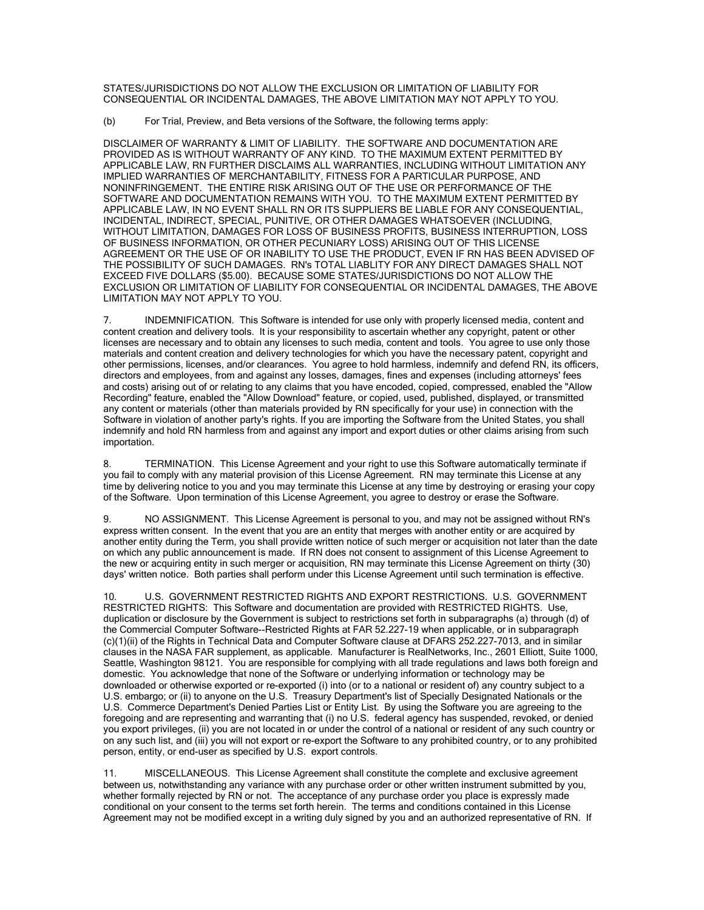STATES/JURISDICTIONS DO NOT ALLOW THE EXCLUSION OR LIMITATION OF LIABILITY FOR CONSEQUENTIAL OR INCIDENTAL DAMAGES, THE ABOVE LIMITATION MAY NOT APPLY TO YOU.

(b) For Trial, Preview, and Beta versions of the Software, the following terms apply:

DISCLAIMER OF WARRANTY & LIMIT OF LIABILITY. THE SOFTWARE AND DOCUMENTATION ARE PROVIDED AS IS WITHOUT WARRANTY OF ANY KIND. TO THE MAXIMUM EXTENT PERMITTED BY APPLICABLE LAW, RN FURTHER DISCLAIMS ALL WARRANTIES, INCLUDING WITHOUT LIMITATION ANY IMPLIED WARRANTIES OF MERCHANTABILITY, FITNESS FOR A PARTICULAR PURPOSE, AND NONINFRINGEMENT. THE ENTIRE RISK ARISING OUT OF THE USE OR PERFORMANCE OF THE SOFTWARE AND DOCUMENTATION REMAINS WITH YOU. TO THE MAXIMUM EXTENT PERMITTED BY APPLICABLE LAW, IN NO EVENT SHALL RN OR ITS SUPPLIERS BE LIABLE FOR ANY CONSEQUENTIAL, INCIDENTAL, INDIRECT, SPECIAL, PUNITIVE, OR OTHER DAMAGES WHATSOEVER (INCLUDING, WITHOUT LIMITATION, DAMAGES FOR LOSS OF BUSINESS PROFITS, BUSINESS INTERRUPTION, LOSS OF BUSINESS INFORMATION, OR OTHER PECUNIARY LOSS) ARISING OUT OF THIS LICENSE AGREEMENT OR THE USE OF OR INABILITY TO USE THE PRODUCT, EVEN IF RN HAS BEEN ADVISED OF THE POSSIBILITY OF SUCH DAMAGES. RN's TOTAL LIABLITY FOR ANY DIRECT DAMAGES SHALL NOT EXCEED FIVE DOLLARS ($5.00). BECAUSE SOME STATES/JURISDICTIONS DO NOT ALLOW THE EXCLUSION OR LIMITATION OF LIABILITY FOR CONSEQUENTIAL OR INCIDENTAL DAMAGES, THE ABOVE LIMITATION MAY NOT APPLY TO YOU.

7. INDEMNIFICATION. This Software is intended for use only with properly licensed media, content and content creation and delivery tools. It is your responsibility to ascertain whether any copyright, patent or other licenses are necessary and to obtain any licenses to such media, content and tools. You agree to use only those materials and content creation and delivery technologies for which you have the necessary patent, copyright and other permissions, licenses, and/or clearances. You agree to hold harmless, indemnify and defend RN, its officers, directors and employees, from and against any losses, damages, fines and expenses (including attorneys' fees and costs) arising out of or relating to any claims that you have encoded, copied, compressed, enabled the "Allow Recording" feature, enabled the "Allow Download" feature, or copied, used, published, displayed, or transmitted any content or materials (other than materials provided by RN specifically for your use) in connection with the Software in violation of another party's rights. If you are importing the Software from the United States, you shall indemnify and hold RN harmless from and against any import and export duties or other claims arising from such importation.

8. TERMINATION. This License Agreement and your right to use this Software automatically terminate if you fail to comply with any material provision of this License Agreement. RN may terminate this License at any time by delivering notice to you and you may terminate this License at any time by destroying or erasing your copy of the Software. Upon termination of this License Agreement, you agree to destroy or erase the Software.

9. NO ASSIGNMENT. This License Agreement is personal to you, and may not be assigned without RN's express written consent. In the event that you are an entity that merges with another entity or are acquired by another entity during the Term, you shall provide written notice of such merger or acquisition not later than the date on which any public announcement is made. If RN does not consent to assignment of this License Agreement to the new or acquiring entity in such merger or acquisition, RN may terminate this License Agreement on thirty (30) days' written notice. Both parties shall perform under this License Agreement until such termination is effective.

10. U.S. GOVERNMENT RESTRICTED RIGHTS AND EXPORT RESTRICTIONS. U.S. GOVERNMENT RESTRICTED RIGHTS: This Software and documentation are provided with RESTRICTED RIGHTS. Use, duplication or disclosure by the Government is subject to restrictions set forth in subparagraphs (a) through (d) of the Commercial Computer Software--Restricted Rights at FAR 52.227-19 when applicable, or in subparagraph (c)(1)(ii) of the Rights in Technical Data and Computer Software clause at DFARS 252.227-7013, and in similar clauses in the NASA FAR supplement, as applicable. Manufacturer is RealNetworks, Inc., 2601 Elliott, Suite 1000, Seattle, Washington 98121. You are responsible for complying with all trade regulations and laws both foreign and domestic. You acknowledge that none of the Software or underlying information or technology may be downloaded or otherwise exported or re-exported (i) into (or to a national or resident of) any country subject to a U.S. embargo; or (ii) to anyone on the U.S. Treasury Department's list of Specially Designated Nationals or the U.S. Commerce Department's Denied Parties List or Entity List. By using the Software you are agreeing to the foregoing and are representing and warranting that (i) no U.S. federal agency has suspended, revoked, or denied you export privileges, (ii) you are not located in or under the control of a national or resident of any such country or on any such list, and (iii) you will not export or re-export the Software to any prohibited country, or to any prohibited person, entity, or end-user as specified by U.S. export controls.

11. MISCELLANEOUS. This License Agreement shall constitute the complete and exclusive agreement between us, notwithstanding any variance with any purchase order or other written instrument submitted by you, whether formally rejected by RN or not. The acceptance of any purchase order you place is expressly made conditional on your consent to the terms set forth herein. The terms and conditions contained in this License Agreement may not be modified except in a writing duly signed by you and an authorized representative of RN. If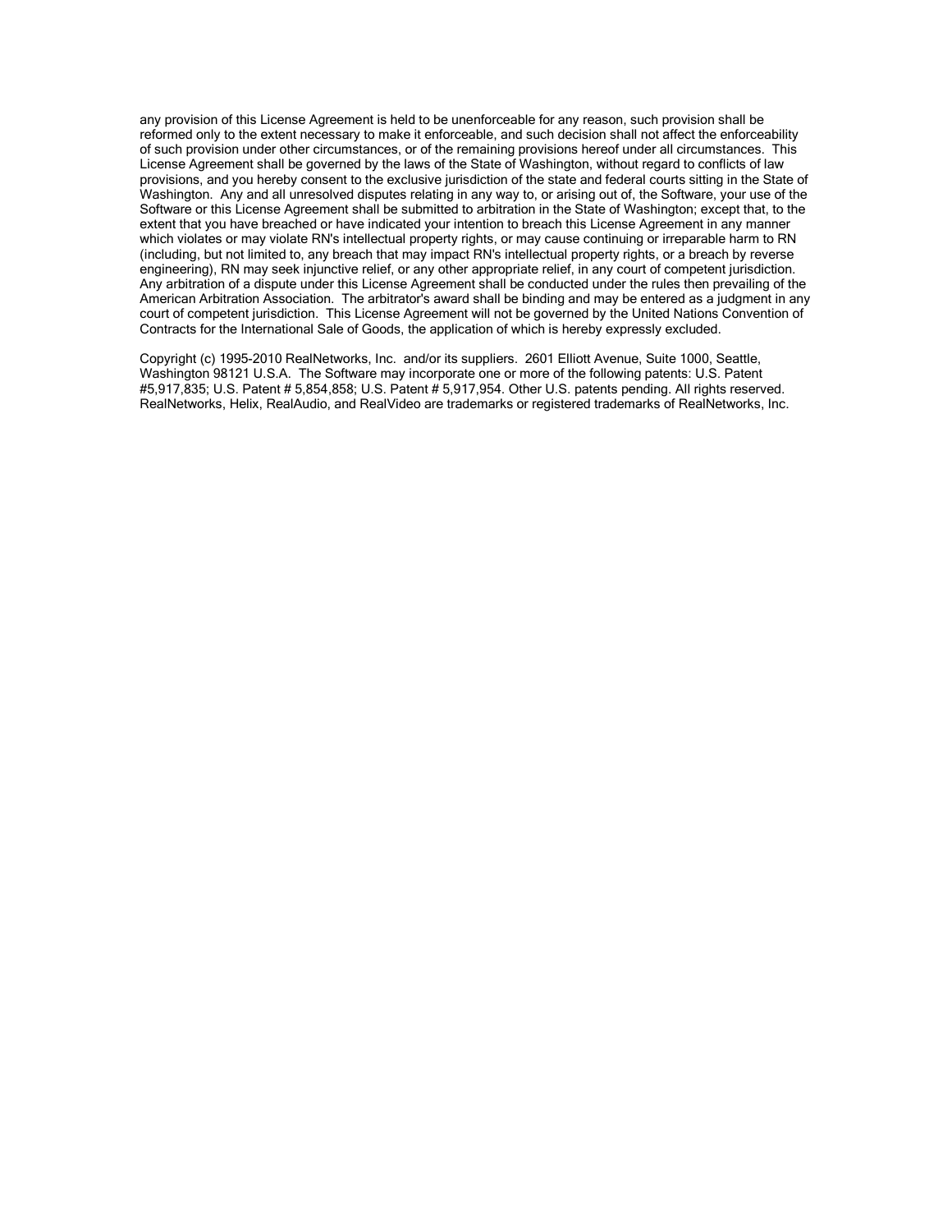any provision of this License Agreement is held to be unenforceable for any reason, such provision shall be reformed only to the extent necessary to make it enforceable, and such decision shall not affect the enforceability of such provision under other circumstances, or of the remaining provisions hereof under all circumstances. This License Agreement shall be governed by the laws of the State of Washington, without regard to conflicts of law provisions, and you hereby consent to the exclusive jurisdiction of the state and federal courts sitting in the State of Washington. Any and all unresolved disputes relating in any way to, or arising out of, the Software, your use of the Software or this License Agreement shall be submitted to arbitration in the State of Washington; except that, to the extent that you have breached or have indicated your intention to breach this License Agreement in any manner which violates or may violate RN's intellectual property rights, or may cause continuing or irreparable harm to RN (including, but not limited to, any breach that may impact RN's intellectual property rights, or a breach by reverse engineering), RN may seek injunctive relief, or any other appropriate relief, in any court of competent jurisdiction. Any arbitration of a dispute under this License Agreement shall be conducted under the rules then prevailing of the American Arbitration Association. The arbitrator's award shall be binding and may be entered as a judgment in any court of competent jurisdiction. This License Agreement will not be governed by the United Nations Convention of Contracts for the International Sale of Goods, the application of which is hereby expressly excluded.

Copyright (c) 1995-2010 RealNetworks, Inc. and/or its suppliers. 2601 Elliott Avenue, Suite 1000, Seattle, Washington 98121 U.S.A. The Software may incorporate one or more of the following patents: U.S. Patent #5,917,835; U.S. Patent # 5,854,858; U.S. Patent # 5,917,954. Other U.S. patents pending. All rights reserved. RealNetworks, Helix, RealAudio, and RealVideo are trademarks or registered trademarks of RealNetworks, Inc.